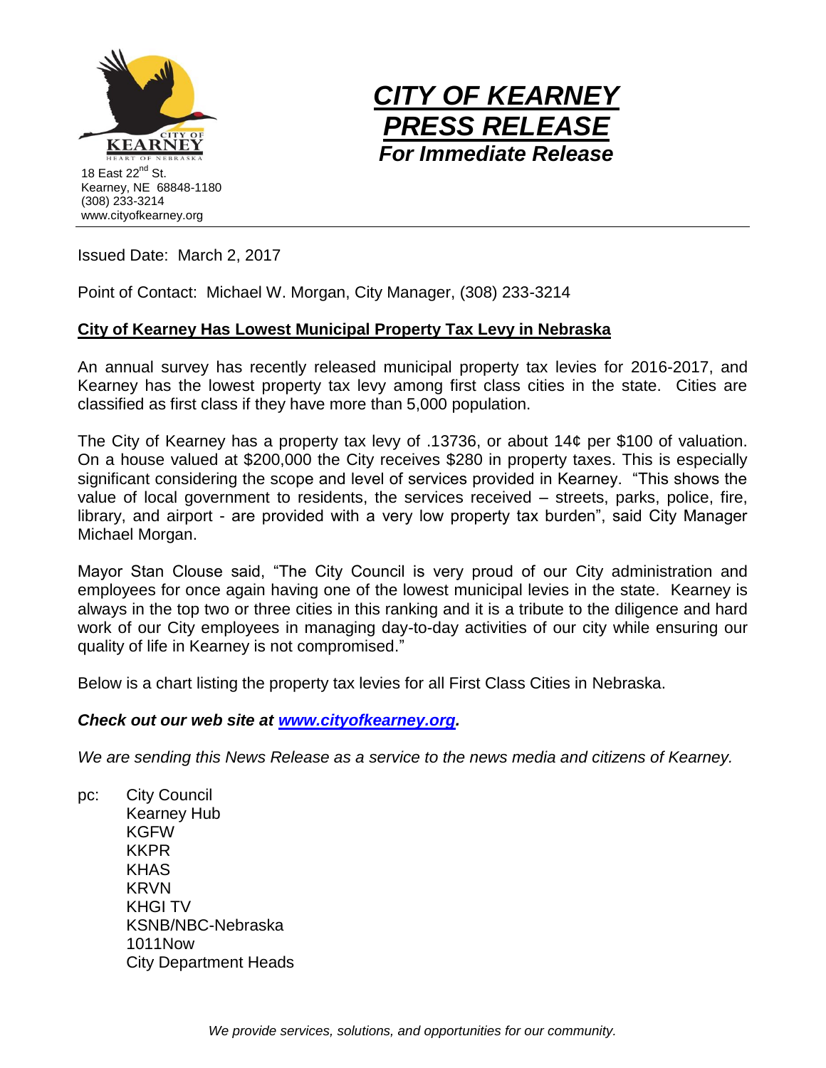# CITY OF KEARNEY PRESS RELEASE

***For Immediate Release***

18 East 22nd St.
Kearney, NE 68848-1180
(308) 233-3214
www.cityofkearney.org

Issued Date: March 2, 2017

Point of Contact: Michael W. Morgan, City Manager, (308) 233-3214

**City of Kearney Has Lowest Municipal Property Tax Levy in Nebraska**

An annual survey has recently released municipal property tax levies for 2016-2017, and Kearney has the lowest property tax levy among first class cities in the state. Cities are classified as first class if they have more than 5,000 population.

The City of Kearney has a property tax levy of .13736, or about 14¢ per $100 of valuation. On a house valued at $200,000 the City receives $280 in property taxes. This is especially significant considering the scope and level of services provided in Kearney. "This shows the value of local government to residents, the services received – streets, parks, police, fire, library, and airport - are provided with a very low property tax burden", said City Manager Michael Morgan.

Mayor Stan Clouse said, "The City Council is very proud of our City administration and employees for once again having one of the lowest municipal levies in the state. Kearney is always in the top two or three cities in this ranking and it is a tribute to the diligence and hard work of our City employees in managing day-to-day activities of our city while ensuring our quality of life in Kearney is not compromised."

Below is a chart listing the property tax levies for all First Class Cities in Nebraska.

***Check out our web site at www.cityofkearney.org.***

*We are sending this News Release as a service to the news media and citizens of Kearney.*

pc: City Council
Kearney Hub
KGFW
KKPR
KHAS
KRVN
KHGI TV
KSNB/NBC-Nebraska
1011Now
City Department Heads

*We provide services, solutions, and opportunities for our community.*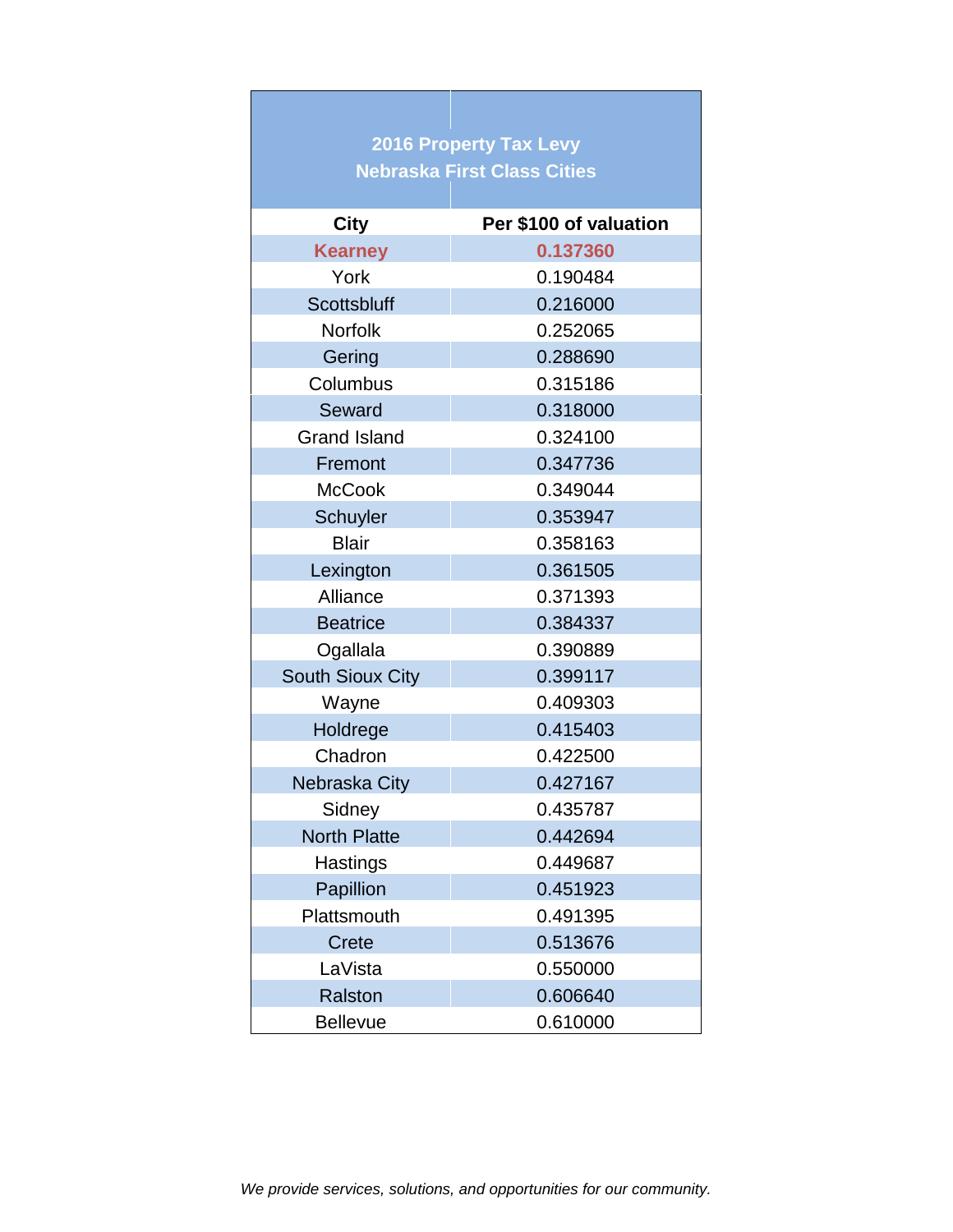## 2016 Property Tax Levy
## Nebraska First Class Cities

| City | Per $100 of valuation |
|---|---|
| **Kearney** | **0.137360** |
| York | 0.190484 |
| Scottsbluff | 0.216000 |
| Norfolk | 0.252065 |
| Gering | 0.288690 |
| Columbus | 0.315186 |
| Seward | 0.318000 |
| Grand Island | 0.324100 |
| Fremont | 0.347736 |
| McCook | 0.349044 |
| Schuyler | 0.353947 |
| Blair | 0.358163 |
| Lexington | 0.361505 |
| Alliance | 0.371393 |
| Beatrice | 0.384337 |
| Ogallala | 0.390889 |
| South Sioux City | 0.399117 |
| Wayne | 0.409303 |
| Holdrege | 0.415403 |
| Chadron | 0.422500 |
| Nebraska City | 0.427167 |
| Sidney | 0.435787 |
| North Platte | 0.442694 |
| Hastings | 0.449687 |
| Papillion | 0.451923 |
| Plattsmouth | 0.491395 |
| Crete | 0.513676 |
| LaVista | 0.550000 |
| Ralston | 0.606640 |
| Bellevue | 0.610000 |

*We provide services, solutions, and opportunities for our community.*